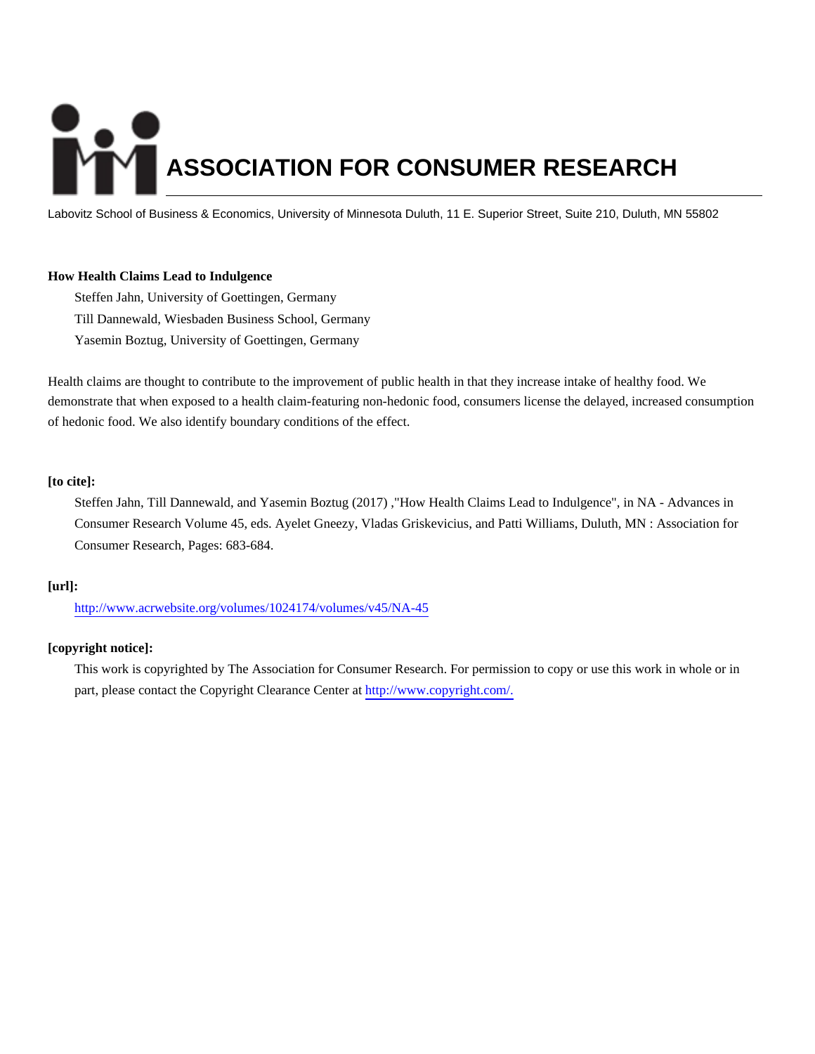# ASSOCIATION FOR CONSUMER RESEARCH

Labovitz School of Business & Economics, University of Minnesota Duluth, 11 E. Superior Street, Suite 210, Duluth, MN 55802

**How Health Claims Lead to Indulgence**

Steffen Jahn, University of Goettingen, Germany

Till Dannewald, Wiesbaden Business School, Germany

Yasemin Boztug, University of Goettingen, Germany

Health claims are thought to contribute to the improvement of public health in that they increase intake of healthy food. We demonstrate that when exposed to a health claim-featuring non-hedonic food, consumers license the delayed, increased consumption of hedonic food. We also identify boundary conditions of the effect.

**[to cite]:**

Steffen Jahn, Till Dannewald, and Yasemin Boztug (2017) ,"How Health Claims Lead to Indulgence", in NA - Advances in Consumer Research Volume 45, eds. Ayelet Gneezy, Vladas Griskevicius, and Patti Williams, Duluth, MN : Association for Consumer Research, Pages: 683-684.

**[url]:**

http://www.acrwebsite.org/volumes/1024174/volumes/v45/NA-45

**[copyright notice]:**

This work is copyrighted by The Association for Consumer Research. For permission to copy or use this work in whole or in part, please contact the Copyright Clearance Center at http://www.copyright.com/.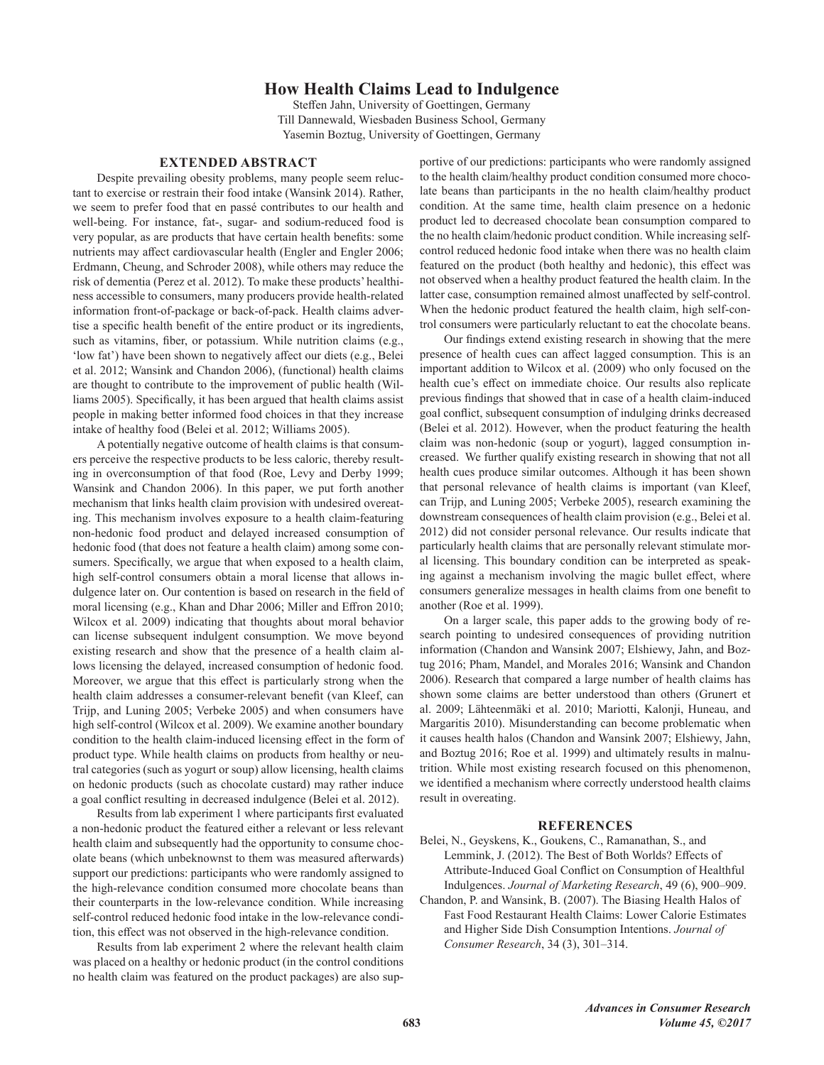# How Health Claims Lead to Indulgence

Steffen Jahn, University of Goettingen, Germany
Till Dannewald, Wiesbaden Business School, Germany
Yasemin Boztug, University of Goettingen, Germany

## EXTENDED ABSTRACT

Despite prevailing obesity problems, many people seem reluctant to exercise or restrain their food intake (Wansink 2014). Rather, we seem to prefer food that en passé contributes to our health and well-being. For instance, fat-, sugar- and sodium-reduced food is very popular, as are products that have certain health benefits: some nutrients may affect cardiovascular health (Engler and Engler 2006; Erdmann, Cheung, and Schroder 2008), while others may reduce the risk of dementia (Perez et al. 2012). To make these products' healthiness accessible to consumers, many producers provide health-related information front-of-package or back-of-pack. Health claims advertise a specific health benefit of the entire product or its ingredients, such as vitamins, fiber, or potassium. While nutrition claims (e.g., 'low fat') have been shown to negatively affect our diets (e.g., Belei et al. 2012; Wansink and Chandon 2006), (functional) health claims are thought to contribute to the improvement of public health (Williams 2005). Specifically, it has been argued that health claims assist people in making better informed food choices in that they increase intake of healthy food (Belei et al. 2012; Williams 2005).

A potentially negative outcome of health claims is that consumers perceive the respective products to be less caloric, thereby resulting in overconsumption of that food (Roe, Levy and Derby 1999; Wansink and Chandon 2006). In this paper, we put forth another mechanism that links health claim provision with undesired overeating. This mechanism involves exposure to a health claim-featuring non-hedonic food product and delayed increased consumption of hedonic food (that does not feature a health claim) among some consumers. Specifically, we argue that when exposed to a health claim, high self-control consumers obtain a moral license that allows indulgence later on. Our contention is based on research in the field of moral licensing (e.g., Khan and Dhar 2006; Miller and Effron 2010; Wilcox et al. 2009) indicating that thoughts about moral behavior can license subsequent indulgent consumption. We move beyond existing research and show that the presence of a health claim allows licensing the delayed, increased consumption of hedonic food. Moreover, we argue that this effect is particularly strong when the health claim addresses a consumer-relevant benefit (van Kleef, can Trijp, and Luning 2005; Verbeke 2005) and when consumers have high self-control (Wilcox et al. 2009). We examine another boundary condition to the health claim-induced licensing effect in the form of product type. While health claims on products from healthy or neutral categories (such as yogurt or soup) allow licensing, health claims on hedonic products (such as chocolate custard) may rather induce a goal conflict resulting in decreased indulgence (Belei et al. 2012).

Results from lab experiment 1 where participants first evaluated a non-hedonic product the featured either a relevant or less relevant health claim and subsequently had the opportunity to consume chocolate beans (which unbeknownst to them was measured afterwards) support our predictions: participants who were randomly assigned to the high-relevance condition consumed more chocolate beans than their counterparts in the low-relevance condition. While increasing self-control reduced hedonic food intake in the low-relevance condition, this effect was not observed in the high-relevance condition.

Results from lab experiment 2 where the relevant health claim was placed on a healthy or hedonic product (in the control conditions no health claim was featured on the product packages) are also supportive of our predictions: participants who were randomly assigned to the health claim/healthy product condition consumed more chocolate beans than participants in the no health claim/healthy product condition. At the same time, health claim presence on a hedonic product led to decreased chocolate bean consumption compared to the no health claim/hedonic product condition. While increasing self-control reduced hedonic food intake when there was no health claim featured on the product (both healthy and hedonic), this effect was not observed when a healthy product featured the health claim. In the latter case, consumption remained almost unaffected by self-control. When the hedonic product featured the health claim, high self-control consumers were particularly reluctant to eat the chocolate beans.

Our findings extend existing research in showing that the mere presence of health cues can affect lagged consumption. This is an important addition to Wilcox et al. (2009) who only focused on the health cue's effect on immediate choice. Our results also replicate previous findings that showed that in case of a health claim-induced goal conflict, subsequent consumption of indulging drinks decreased (Belei et al. 2012). However, when the product featuring the health claim was non-hedonic (soup or yogurt), lagged consumption increased. We further qualify existing research in showing that not all health cues produce similar outcomes. Although it has been shown that personal relevance of health claims is important (van Kleef, can Trijp, and Luning 2005; Verbeke 2005), research examining the downstream consequences of health claim provision (e.g., Belei et al. 2012) did not consider personal relevance. Our results indicate that particularly health claims that are personally relevant stimulate moral licensing. This boundary condition can be interpreted as speaking against a mechanism involving the magic bullet effect, where consumers generalize messages in health claims from one benefit to another (Roe et al. 1999).

On a larger scale, this paper adds to the growing body of research pointing to undesired consequences of providing nutrition information (Chandon and Wansink 2007; Elshiewy, Jahn, and Boztug 2016; Pham, Mandel, and Morales 2016; Wansink and Chandon 2006). Research that compared a large number of health claims has shown some claims are better understood than others (Grunert et al. 2009; Lähteenmäki et al. 2010; Mariotti, Kalonji, Huneau, and Margaritis 2010). Misunderstanding can become problematic when it causes health halos (Chandon and Wansink 2007; Elshiewy, Jahn, and Boztug 2016; Roe et al. 1999) and ultimately results in malnutrition. While most existing research focused on this phenomenon, we identified a mechanism where correctly understood health claims result in overeating.

## REFERENCES

Belei, N., Geyskens, K., Goukens, C., Ramanathan, S., and Lemmink, J. (2012). The Best of Both Worlds? Effects of Attribute-Induced Goal Conflict on Consumption of Healthful Indulgences. *Journal of Marketing Research*, 49 (6), 900–909.

Chandon, P. and Wansink, B. (2007). The Biasing Health Halos of Fast Food Restaurant Health Claims: Lower Calorie Estimates and Higher Side Dish Consumption Intentions. *Journal of Consumer Research*, 34 (3), 301–314.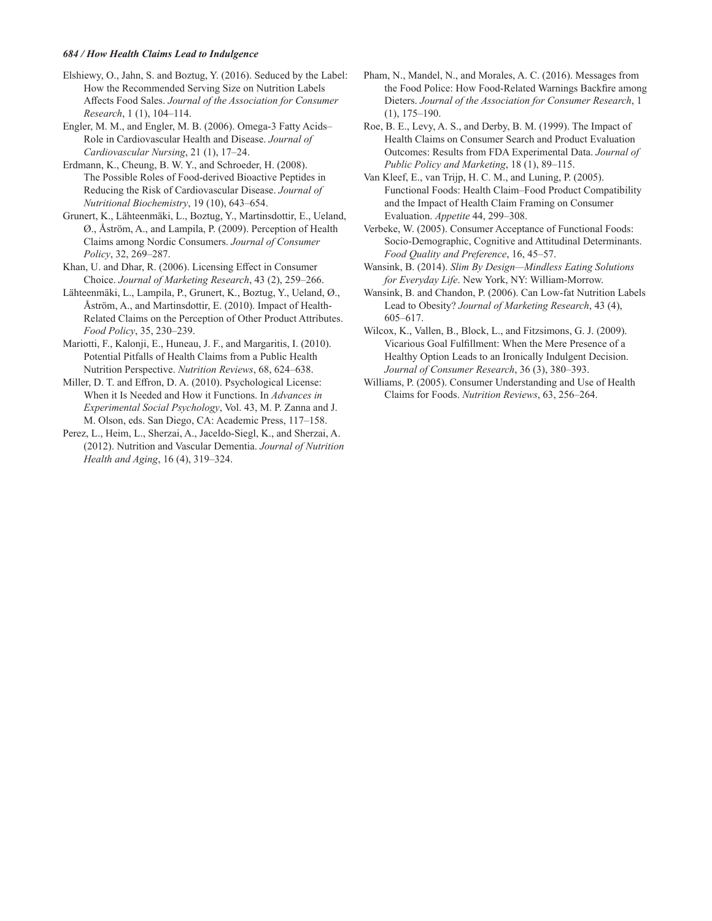Elshiewy, O., Jahn, S. and Boztug, Y. (2016). Seduced by the Label: How the Recommended Serving Size on Nutrition Labels Affects Food Sales. *Journal of the Association for Consumer Research*, 1 (1), 104–114.

Engler, M. M., and Engler, M. B. (2006). Omega-3 Fatty Acids–Role in Cardiovascular Health and Disease. *Journal of Cardiovascular Nursing*, 21 (1), 17–24.

Erdmann, K., Cheung, B. W. Y., and Schroeder, H. (2008). The Possible Roles of Food-derived Bioactive Peptides in Reducing the Risk of Cardiovascular Disease. *Journal of Nutritional Biochemistry*, 19 (10), 643–654.

Grunert, K., Lähteenmäki, L., Boztug, Y., Martinsdottir, E., Ueland, Ø., Åström, A., and Lampila, P. (2009). Perception of Health Claims among Nordic Consumers. *Journal of Consumer Policy*, 32, 269–287.

Khan, U. and Dhar, R. (2006). Licensing Effect in Consumer Choice. *Journal of Marketing Research*, 43 (2), 259–266.

Lähteenmäki, L., Lampila, P., Grunert, K., Boztug, Y., Ueland, Ø., Åström, A., and Martinsdottir, E. (2010). Impact of Health-Related Claims on the Perception of Other Product Attributes. *Food Policy*, 35, 230–239.

Mariotti, F., Kalonji, E., Huneau, J. F., and Margaritis, I. (2010). Potential Pitfalls of Health Claims from a Public Health Nutrition Perspective. *Nutrition Reviews*, 68, 624–638.

Miller, D. T. and Effron, D. A. (2010). Psychological License: When it Is Needed and How it Functions. In *Advances in Experimental Social Psychology*, Vol. 43, M. P. Zanna and J. M. Olson, eds. San Diego, CA: Academic Press, 117–158.

Perez, L., Heim, L., Sherzai, A., Jaceldo-Siegl, K., and Sherzai, A. (2012). Nutrition and Vascular Dementia. *Journal of Nutrition Health and Aging*, 16 (4), 319–324.

Pham, N., Mandel, N., and Morales, A. C. (2016). Messages from the Food Police: How Food-Related Warnings Backfire among Dieters. *Journal of the Association for Consumer Research*, 1 (1), 175–190.

Roe, B. E., Levy, A. S., and Derby, B. M. (1999). The Impact of Health Claims on Consumer Search and Product Evaluation Outcomes: Results from FDA Experimental Data. *Journal of Public Policy and Marketing*, 18 (1), 89–115.

Van Kleef, E., van Trijp, H. C. M., and Luning, P. (2005). Functional Foods: Health Claim–Food Product Compatibility and the Impact of Health Claim Framing on Consumer Evaluation. *Appetite* 44, 299–308.

Verbeke, W. (2005). Consumer Acceptance of Functional Foods: Socio-Demographic, Cognitive and Attitudinal Determinants. *Food Quality and Preference*, 16, 45–57.

Wansink, B. (2014). *Slim By Design—Mindless Eating Solutions for Everyday Life*. New York, NY: William-Morrow.

Wansink, B. and Chandon, P. (2006). Can Low-fat Nutrition Labels Lead to Obesity? *Journal of Marketing Research*, 43 (4), 605–617.

Wilcox, K., Vallen, B., Block, L., and Fitzsimons, G. J. (2009). Vicarious Goal Fulfillment: When the Mere Presence of a Healthy Option Leads to an Ironically Indulgent Decision. *Journal of Consumer Research*, 36 (3), 380–393.

Williams, P. (2005). Consumer Understanding and Use of Health Claims for Foods. *Nutrition Reviews*, 63, 256–264.